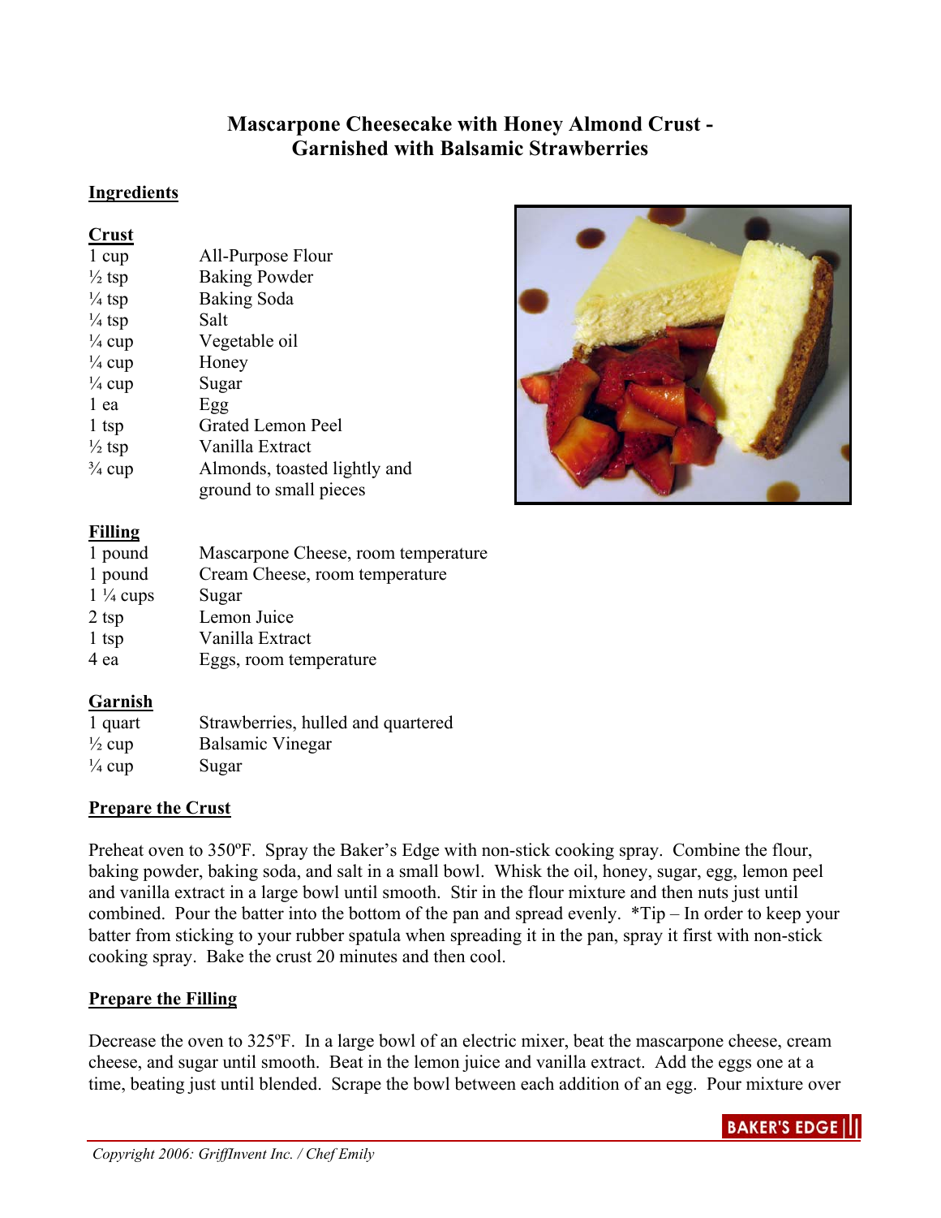# Mascarpone Cheesecake with Honey Almond Crust - Garnished with Balsamic Strawberries

## Ingredients

### Crust

| | |
|---|---|
| 1 cup | All-Purpose Flour |
| ½ tsp | Baking Powder |
| ¼ tsp | Baking Soda |
| ¼ tsp | Salt |
| ¼ cup | Vegetable oil |
| ¼ cup | Honey |
| ¼ cup | Sugar |
| 1 ea | Egg |
| 1 tsp | Grated Lemon Peel |
| ½ tsp | Vanilla Extract |
| ¾ cup | Almonds, toasted lightly and ground to small pieces |

### Filling

| | |
|---|---|
| 1 pound | Mascarpone Cheese, room temperature |
| 1 pound | Cream Cheese, room temperature |
| 1 ¼ cups | Sugar |
| 2 tsp | Lemon Juice |
| 1 tsp | Vanilla Extract |
| 4 ea | Eggs, room temperature |

### Garnish

| | |
|---|---|
| 1 quart | Strawberries, hulled and quartered |
| ½ cup | Balsamic Vinegar |
| ¼ cup | Sugar |

## Prepare the Crust

Preheat oven to 350ºF. Spray the Baker's Edge with non-stick cooking spray. Combine the flour, baking powder, baking soda, and salt in a small bowl. Whisk the oil, honey, sugar, egg, lemon peel and vanilla extract in a large bowl until smooth. Stir in the flour mixture and then nuts just until combined. Pour the batter into the bottom of the pan and spread evenly. *Tip – In order to keep your batter from sticking to your rubber spatula when spreading it in the pan, spray it first with non-stick cooking spray. Bake the crust 20 minutes and then cool.

## Prepare the Filling

Decrease the oven to 325ºF. In a large bowl of an electric mixer, beat the mascarpone cheese, cream cheese, and sugar until smooth. Beat in the lemon juice and vanilla extract. Add the eggs one at a time, beating just until blended. Scrape the bowl between each addition of an egg. Pour mixture over

*Copyright 2006: GriffInvent Inc. / Chef Emily*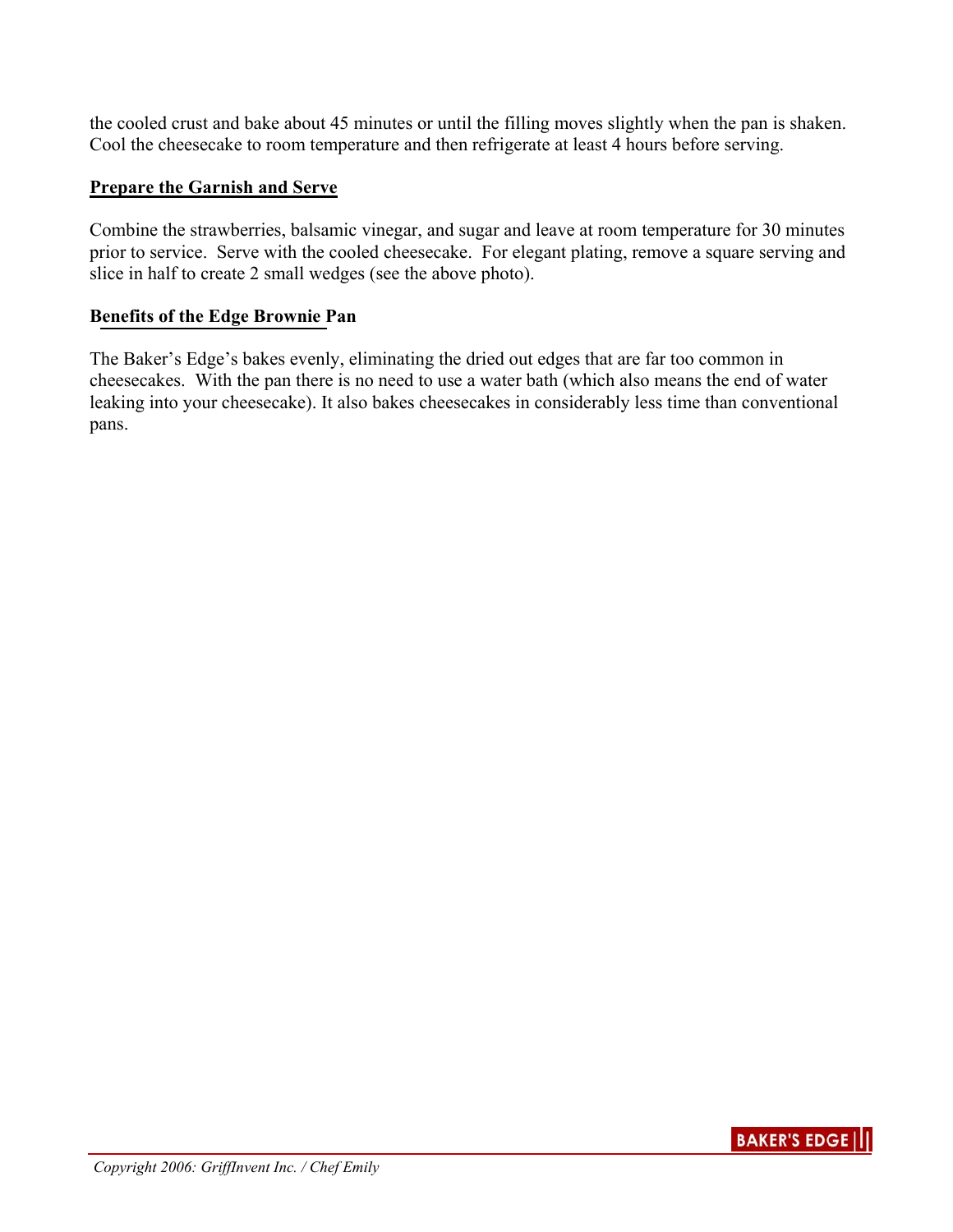the cooled crust and bake about 45 minutes or until the filling moves slightly when the pan is shaken. Cool the cheesecake to room temperature and then refrigerate at least 4 hours before serving.

**Prepare the Garnish and Serve**

Combine the strawberries, balsamic vinegar, and sugar and leave at room temperature for 30 minutes prior to service. Serve with the cooled cheesecake. For elegant plating, remove a square serving and slice in half to create 2 small wedges (see the above photo).

**Benefits of the Edge Brownie Pan**

The Baker's Edge's bakes evenly, eliminating the dried out edges that are far too common in cheesecakes. With the pan there is no need to use a water bath (which also means the end of water leaking into your cheesecake). It also bakes cheesecakes in considerably less time than conventional pans.

*Copyright 2006: GriffInvent Inc. / Chef Emily*